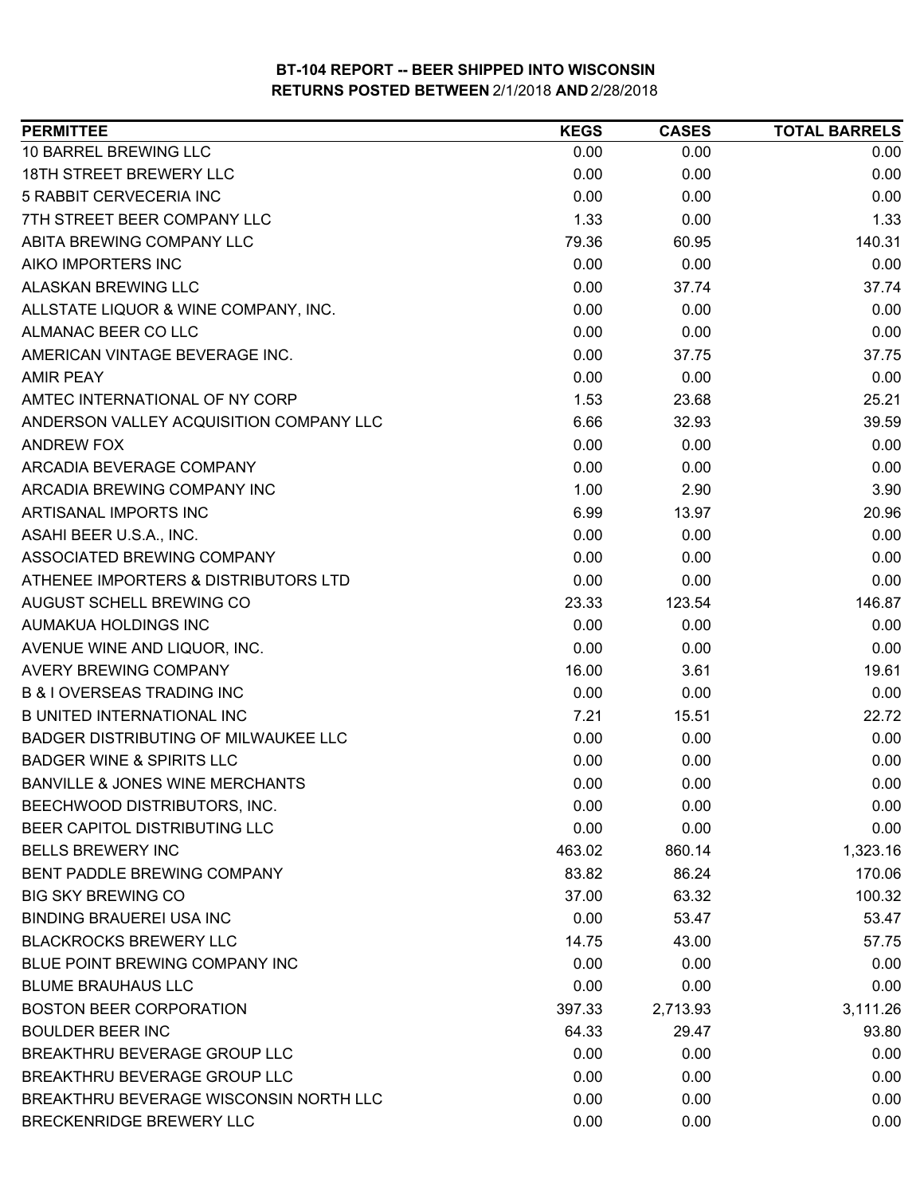# BT-104 REPORT -- BEER SHIPPED INTO WISCONSIN
## RETURNS POSTED BETWEEN 2/1/2018 AND 2/28/2018

| PERMITTEE | KEGS | CASES | TOTAL BARRELS |
|---|---|---|---|
| 10 BARREL BREWING LLC | 0.00 | 0.00 | 0.00 |
| 18TH STREET BREWERY LLC | 0.00 | 0.00 | 0.00 |
| 5 RABBIT CERVECERIA INC | 0.00 | 0.00 | 0.00 |
| 7TH STREET BEER COMPANY LLC | 1.33 | 0.00 | 1.33 |
| ABITA BREWING COMPANY LLC | 79.36 | 60.95 | 140.31 |
| AIKO IMPORTERS INC | 0.00 | 0.00 | 0.00 |
| ALASKAN BREWING LLC | 0.00 | 37.74 | 37.74 |
| ALLSTATE LIQUOR & WINE COMPANY, INC. | 0.00 | 0.00 | 0.00 |
| ALMANAC BEER CO LLC | 0.00 | 0.00 | 0.00 |
| AMERICAN VINTAGE BEVERAGE INC. | 0.00 | 37.75 | 37.75 |
| AMIR PEAY | 0.00 | 0.00 | 0.00 |
| AMTEC INTERNATIONAL OF NY CORP | 1.53 | 23.68 | 25.21 |
| ANDERSON VALLEY ACQUISITION COMPANY LLC | 6.66 | 32.93 | 39.59 |
| ANDREW FOX | 0.00 | 0.00 | 0.00 |
| ARCADIA BEVERAGE COMPANY | 0.00 | 0.00 | 0.00 |
| ARCADIA BREWING COMPANY INC | 1.00 | 2.90 | 3.90 |
| ARTISANAL IMPORTS INC | 6.99 | 13.97 | 20.96 |
| ASAHI BEER U.S.A., INC. | 0.00 | 0.00 | 0.00 |
| ASSOCIATED BREWING COMPANY | 0.00 | 0.00 | 0.00 |
| ATHENEE IMPORTERS & DISTRIBUTORS LTD | 0.00 | 0.00 | 0.00 |
| AUGUST SCHELL BREWING CO | 23.33 | 123.54 | 146.87 |
| AUMAKUA HOLDINGS INC | 0.00 | 0.00 | 0.00 |
| AVENUE WINE AND LIQUOR, INC. | 0.00 | 0.00 | 0.00 |
| AVERY BREWING COMPANY | 16.00 | 3.61 | 19.61 |
| B & I OVERSEAS TRADING INC | 0.00 | 0.00 | 0.00 |
| B UNITED INTERNATIONAL INC | 7.21 | 15.51 | 22.72 |
| BADGER DISTRIBUTING OF MILWAUKEE LLC | 0.00 | 0.00 | 0.00 |
| BADGER WINE & SPIRITS LLC | 0.00 | 0.00 | 0.00 |
| BANVILLE & JONES WINE MERCHANTS | 0.00 | 0.00 | 0.00 |
| BEECHWOOD DISTRIBUTORS, INC. | 0.00 | 0.00 | 0.00 |
| BEER CAPITOL DISTRIBUTING LLC | 0.00 | 0.00 | 0.00 |
| BELLS BREWERY INC | 463.02 | 860.14 | 1,323.16 |
| BENT PADDLE BREWING COMPANY | 83.82 | 86.24 | 170.06 |
| BIG SKY BREWING CO | 37.00 | 63.32 | 100.32 |
| BINDING BRAUEREI USA INC | 0.00 | 53.47 | 53.47 |
| BLACKROCKS BREWERY LLC | 14.75 | 43.00 | 57.75 |
| BLUE POINT BREWING COMPANY INC | 0.00 | 0.00 | 0.00 |
| BLUME BRAUHAUS LLC | 0.00 | 0.00 | 0.00 |
| BOSTON BEER CORPORATION | 397.33 | 2,713.93 | 3,111.26 |
| BOULDER BEER INC | 64.33 | 29.47 | 93.80 |
| BREAKTHRU BEVERAGE GROUP LLC | 0.00 | 0.00 | 0.00 |
| BREAKTHRU BEVERAGE GROUP LLC | 0.00 | 0.00 | 0.00 |
| BREAKTHRU BEVERAGE WISCONSIN NORTH LLC | 0.00 | 0.00 | 0.00 |
| BRECKENRIDGE BREWERY LLC | 0.00 | 0.00 | 0.00 |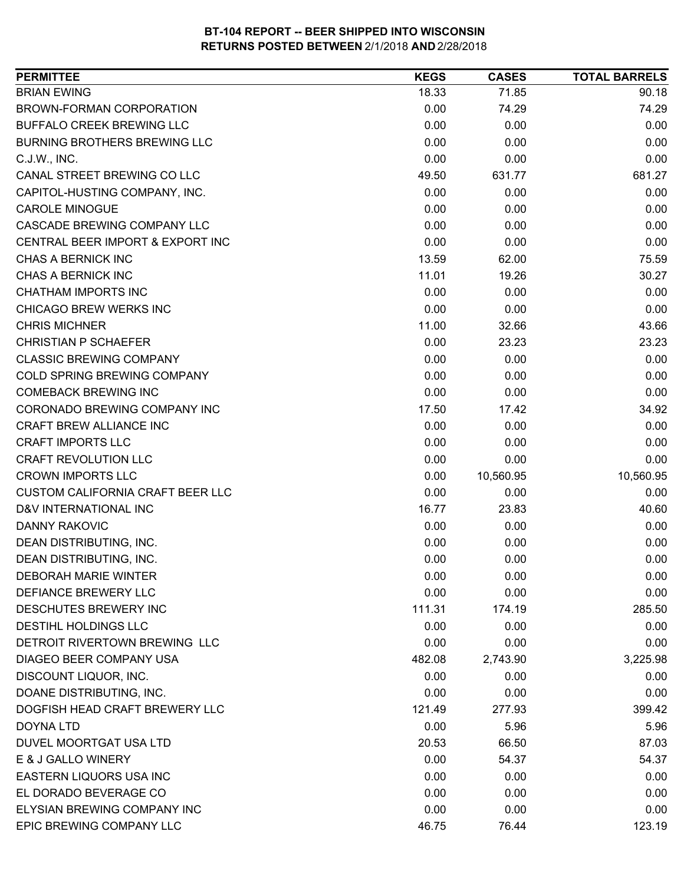**BT-104 REPORT -- BEER SHIPPED INTO WISCONSIN**
**RETURNS POSTED BETWEEN 2/1/2018 AND 2/28/2018**

| PERMITTEE | KEGS | CASES | TOTAL BARRELS |
|---|---|---|---|
| BRIAN EWING | 18.33 | 71.85 | 90.18 |
| BROWN-FORMAN CORPORATION | 0.00 | 74.29 | 74.29 |
| BUFFALO CREEK BREWING LLC | 0.00 | 0.00 | 0.00 |
| BURNING BROTHERS BREWING LLC | 0.00 | 0.00 | 0.00 |
| C.J.W., INC. | 0.00 | 0.00 | 0.00 |
| CANAL STREET BREWING CO LLC | 49.50 | 631.77 | 681.27 |
| CAPITOL-HUSTING COMPANY, INC. | 0.00 | 0.00 | 0.00 |
| CAROLE MINOGUE | 0.00 | 0.00 | 0.00 |
| CASCADE BREWING COMPANY LLC | 0.00 | 0.00 | 0.00 |
| CENTRAL BEER IMPORT & EXPORT INC | 0.00 | 0.00 | 0.00 |
| CHAS A BERNICK INC | 13.59 | 62.00 | 75.59 |
| CHAS A BERNICK INC | 11.01 | 19.26 | 30.27 |
| CHATHAM IMPORTS INC | 0.00 | 0.00 | 0.00 |
| CHICAGO BREW WERKS INC | 0.00 | 0.00 | 0.00 |
| CHRIS MICHNER | 11.00 | 32.66 | 43.66 |
| CHRISTIAN P SCHAEFER | 0.00 | 23.23 | 23.23 |
| CLASSIC BREWING COMPANY | 0.00 | 0.00 | 0.00 |
| COLD SPRING BREWING COMPANY | 0.00 | 0.00 | 0.00 |
| COMEBACK BREWING INC | 0.00 | 0.00 | 0.00 |
| CORONADO BREWING COMPANY INC | 17.50 | 17.42 | 34.92 |
| CRAFT BREW ALLIANCE INC | 0.00 | 0.00 | 0.00 |
| CRAFT IMPORTS LLC | 0.00 | 0.00 | 0.00 |
| CRAFT REVOLUTION LLC | 0.00 | 0.00 | 0.00 |
| CROWN IMPORTS LLC | 0.00 | 10,560.95 | 10,560.95 |
| CUSTOM CALIFORNIA CRAFT BEER LLC | 0.00 | 0.00 | 0.00 |
| D&V INTERNATIONAL INC | 16.77 | 23.83 | 40.60 |
| DANNY RAKOVIC | 0.00 | 0.00 | 0.00 |
| DEAN DISTRIBUTING, INC. | 0.00 | 0.00 | 0.00 |
| DEAN DISTRIBUTING, INC. | 0.00 | 0.00 | 0.00 |
| DEBORAH MARIE WINTER | 0.00 | 0.00 | 0.00 |
| DEFIANCE BREWERY LLC | 0.00 | 0.00 | 0.00 |
| DESCHUTES BREWERY INC | 111.31 | 174.19 | 285.50 |
| DESTIHL HOLDINGS LLC | 0.00 | 0.00 | 0.00 |
| DETROIT RIVERTOWN BREWING LLC | 0.00 | 0.00 | 0.00 |
| DIAGEO BEER COMPANY USA | 482.08 | 2,743.90 | 3,225.98 |
| DISCOUNT LIQUOR, INC. | 0.00 | 0.00 | 0.00 |
| DOANE DISTRIBUTING, INC. | 0.00 | 0.00 | 0.00 |
| DOGFISH HEAD CRAFT BREWERY LLC | 121.49 | 277.93 | 399.42 |
| DOYNA LTD | 0.00 | 5.96 | 5.96 |
| DUVEL MOORTGAT USA LTD | 20.53 | 66.50 | 87.03 |
| E & J GALLO WINERY | 0.00 | 54.37 | 54.37 |
| EASTERN LIQUORS USA INC | 0.00 | 0.00 | 0.00 |
| EL DORADO BEVERAGE CO | 0.00 | 0.00 | 0.00 |
| ELYSIAN BREWING COMPANY INC | 0.00 | 0.00 | 0.00 |
| EPIC BREWING COMPANY LLC | 46.75 | 76.44 | 123.19 |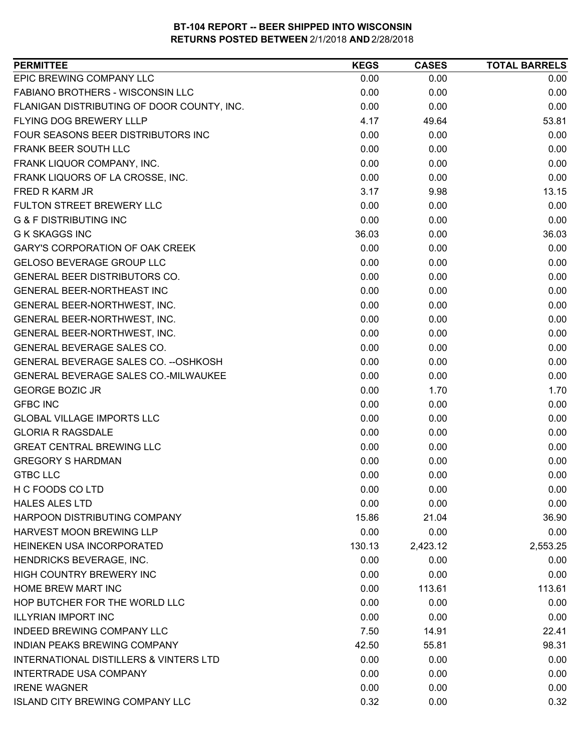**BT-104 REPORT -- BEER SHIPPED INTO WISCONSIN**
**RETURNS POSTED BETWEEN 2/1/2018 AND 2/28/2018**

| PERMITTEE | KEGS | CASES | TOTAL BARRELS |
|---|---|---|---|
| EPIC BREWING COMPANY LLC | 0.00 | 0.00 | 0.00 |
| FABIANO BROTHERS - WISCONSIN LLC | 0.00 | 0.00 | 0.00 |
| FLANIGAN DISTRIBUTING OF DOOR COUNTY, INC. | 0.00 | 0.00 | 0.00 |
| FLYING DOG BREWERY LLLP | 4.17 | 49.64 | 53.81 |
| FOUR SEASONS BEER DISTRIBUTORS INC | 0.00 | 0.00 | 0.00 |
| FRANK BEER SOUTH LLC | 0.00 | 0.00 | 0.00 |
| FRANK LIQUOR COMPANY, INC. | 0.00 | 0.00 | 0.00 |
| FRANK LIQUORS OF LA CROSSE, INC. | 0.00 | 0.00 | 0.00 |
| FRED R KARM JR | 3.17 | 9.98 | 13.15 |
| FULTON STREET BREWERY LLC | 0.00 | 0.00 | 0.00 |
| G & F DISTRIBUTING INC | 0.00 | 0.00 | 0.00 |
| G K SKAGGS INC | 36.03 | 0.00 | 36.03 |
| GARY'S CORPORATION OF OAK CREEK | 0.00 | 0.00 | 0.00 |
| GELOSO BEVERAGE GROUP LLC | 0.00 | 0.00 | 0.00 |
| GENERAL BEER DISTRIBUTORS CO. | 0.00 | 0.00 | 0.00 |
| GENERAL BEER-NORTHEAST INC | 0.00 | 0.00 | 0.00 |
| GENERAL BEER-NORTHWEST, INC. | 0.00 | 0.00 | 0.00 |
| GENERAL BEER-NORTHWEST, INC. | 0.00 | 0.00 | 0.00 |
| GENERAL BEER-NORTHWEST, INC. | 0.00 | 0.00 | 0.00 |
| GENERAL BEVERAGE SALES CO. | 0.00 | 0.00 | 0.00 |
| GENERAL BEVERAGE SALES CO. --OSHKOSH | 0.00 | 0.00 | 0.00 |
| GENERAL BEVERAGE SALES CO.-MILWAUKEE | 0.00 | 0.00 | 0.00 |
| GEORGE BOZIC JR | 0.00 | 1.70 | 1.70 |
| GFBC INC | 0.00 | 0.00 | 0.00 |
| GLOBAL VILLAGE IMPORTS LLC | 0.00 | 0.00 | 0.00 |
| GLORIA R RAGSDALE | 0.00 | 0.00 | 0.00 |
| GREAT CENTRAL BREWING LLC | 0.00 | 0.00 | 0.00 |
| GREGORY S HARDMAN | 0.00 | 0.00 | 0.00 |
| GTBC LLC | 0.00 | 0.00 | 0.00 |
| H C FOODS CO LTD | 0.00 | 0.00 | 0.00 |
| HALES ALES LTD | 0.00 | 0.00 | 0.00 |
| HARPOON DISTRIBUTING COMPANY | 15.86 | 21.04 | 36.90 |
| HARVEST MOON BREWING LLP | 0.00 | 0.00 | 0.00 |
| HEINEKEN USA INCORPORATED | 130.13 | 2,423.12 | 2,553.25 |
| HENDRICKS BEVERAGE, INC. | 0.00 | 0.00 | 0.00 |
| HIGH COUNTRY BREWERY INC | 0.00 | 0.00 | 0.00 |
| HOME BREW MART INC | 0.00 | 113.61 | 113.61 |
| HOP BUTCHER FOR THE WORLD LLC | 0.00 | 0.00 | 0.00 |
| ILLYRIAN IMPORT INC | 0.00 | 0.00 | 0.00 |
| INDEED BREWING COMPANY LLC | 7.50 | 14.91 | 22.41 |
| INDIAN PEAKS BREWING COMPANY | 42.50 | 55.81 | 98.31 |
| INTERNATIONAL DISTILLERS & VINTERS LTD | 0.00 | 0.00 | 0.00 |
| INTERTRADE USA COMPANY | 0.00 | 0.00 | 0.00 |
| IRENE WAGNER | 0.00 | 0.00 | 0.00 |
| ISLAND CITY BREWING COMPANY LLC | 0.32 | 0.00 | 0.32 |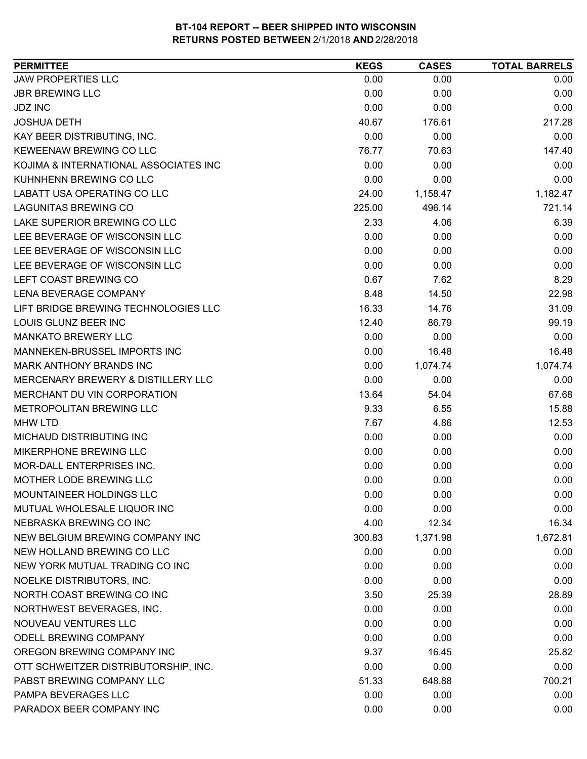**BT-104 REPORT -- BEER SHIPPED INTO WISCONSIN**
**RETURNS POSTED BETWEEN 2/1/2018 AND 2/28/2018**

| PERMITTEE | KEGS | CASES | TOTAL BARRELS |
|---|---|---|---|
| JAW PROPERTIES LLC | 0.00 | 0.00 | 0.00 |
| JBR BREWING LLC | 0.00 | 0.00 | 0.00 |
| JDZ INC | 0.00 | 0.00 | 0.00 |
| JOSHUA DETH | 40.67 | 176.61 | 217.28 |
| KAY BEER DISTRIBUTING, INC. | 0.00 | 0.00 | 0.00 |
| KEWEENAW BREWING CO LLC | 76.77 | 70.63 | 147.40 |
| KOJIMA & INTERNATIONAL ASSOCIATES INC | 0.00 | 0.00 | 0.00 |
| KUHNHENN BREWING CO LLC | 0.00 | 0.00 | 0.00 |
| LABATT USA OPERATING CO LLC | 24.00 | 1,158.47 | 1,182.47 |
| LAGUNITAS BREWING CO | 225.00 | 496.14 | 721.14 |
| LAKE SUPERIOR BREWING CO LLC | 2.33 | 4.06 | 6.39 |
| LEE BEVERAGE OF WISCONSIN LLC | 0.00 | 0.00 | 0.00 |
| LEE BEVERAGE OF WISCONSIN LLC | 0.00 | 0.00 | 0.00 |
| LEE BEVERAGE OF WISCONSIN LLC | 0.00 | 0.00 | 0.00 |
| LEFT COAST BREWING CO | 0.67 | 7.62 | 8.29 |
| LENA BEVERAGE COMPANY | 8.48 | 14.50 | 22.98 |
| LIFT BRIDGE BREWING TECHNOLOGIES LLC | 16.33 | 14.76 | 31.09 |
| LOUIS GLUNZ BEER INC | 12.40 | 86.79 | 99.19 |
| MANKATO BREWERY LLC | 0.00 | 0.00 | 0.00 |
| MANNEKEN-BRUSSEL IMPORTS INC | 0.00 | 16.48 | 16.48 |
| MARK ANTHONY BRANDS INC | 0.00 | 1,074.74 | 1,074.74 |
| MERCENARY BREWERY & DISTILLERY LLC | 0.00 | 0.00 | 0.00 |
| MERCHANT DU VIN CORPORATION | 13.64 | 54.04 | 67.68 |
| METROPOLITAN BREWING LLC | 9.33 | 6.55 | 15.88 |
| MHW LTD | 7.67 | 4.86 | 12.53 |
| MICHAUD DISTRIBUTING INC | 0.00 | 0.00 | 0.00 |
| MIKERPHONE BREWING LLC | 0.00 | 0.00 | 0.00 |
| MOR-DALL ENTERPRISES INC. | 0.00 | 0.00 | 0.00 |
| MOTHER LODE BREWING LLC | 0.00 | 0.00 | 0.00 |
| MOUNTAINEER HOLDINGS LLC | 0.00 | 0.00 | 0.00 |
| MUTUAL WHOLESALE LIQUOR INC | 0.00 | 0.00 | 0.00 |
| NEBRASKA BREWING CO INC | 4.00 | 12.34 | 16.34 |
| NEW BELGIUM BREWING COMPANY INC | 300.83 | 1,371.98 | 1,672.81 |
| NEW HOLLAND BREWING CO LLC | 0.00 | 0.00 | 0.00 |
| NEW YORK MUTUAL TRADING CO INC | 0.00 | 0.00 | 0.00 |
| NOELKE DISTRIBUTORS, INC. | 0.00 | 0.00 | 0.00 |
| NORTH COAST BREWING CO INC | 3.50 | 25.39 | 28.89 |
| NORTHWEST BEVERAGES, INC. | 0.00 | 0.00 | 0.00 |
| NOUVEAU VENTURES LLC | 0.00 | 0.00 | 0.00 |
| ODELL BREWING COMPANY | 0.00 | 0.00 | 0.00 |
| OREGON BREWING COMPANY INC | 9.37 | 16.45 | 25.82 |
| OTT SCHWEITZER DISTRIBUTORSHIP, INC. | 0.00 | 0.00 | 0.00 |
| PABST BREWING COMPANY LLC | 51.33 | 648.88 | 700.21 |
| PAMPA BEVERAGES LLC | 0.00 | 0.00 | 0.00 |
| PARADOX BEER COMPANY INC | 0.00 | 0.00 | 0.00 |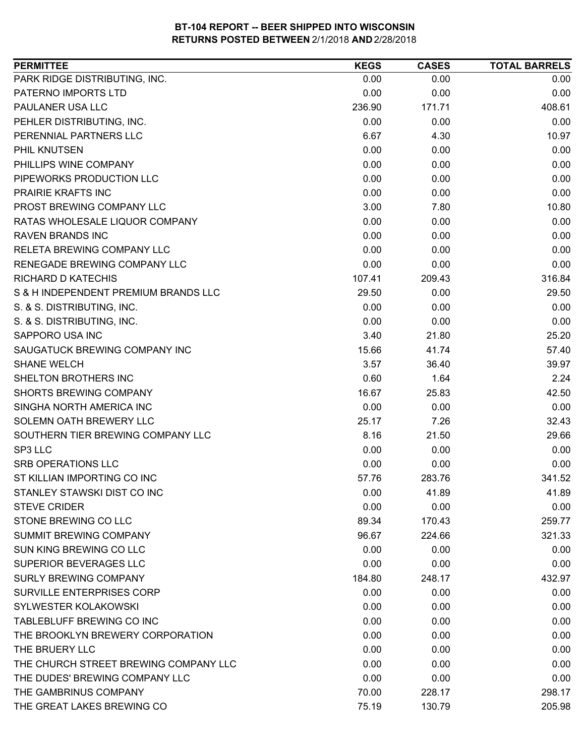**BT-104 REPORT -- BEER SHIPPED INTO WISCONSIN**
**RETURNS POSTED BETWEEN 2/1/2018 AND 2/28/2018**

| PERMITTEE | KEGS | CASES | TOTAL BARRELS |
|---|---|---|---|
| PARK RIDGE DISTRIBUTING, INC. | 0.00 | 0.00 | 0.00 |
| PATERNO IMPORTS LTD | 0.00 | 0.00 | 0.00 |
| PAULANER USA LLC | 236.90 | 171.71 | 408.61 |
| PEHLER DISTRIBUTING, INC. | 0.00 | 0.00 | 0.00 |
| PERENNIAL PARTNERS LLC | 6.67 | 4.30 | 10.97 |
| PHIL KNUTSEN | 0.00 | 0.00 | 0.00 |
| PHILLIPS WINE COMPANY | 0.00 | 0.00 | 0.00 |
| PIPEWORKS PRODUCTION LLC | 0.00 | 0.00 | 0.00 |
| PRAIRIE KRAFTS INC | 0.00 | 0.00 | 0.00 |
| PROST BREWING COMPANY LLC | 3.00 | 7.80 | 10.80 |
| RATAS WHOLESALE LIQUOR COMPANY | 0.00 | 0.00 | 0.00 |
| RAVEN BRANDS INC | 0.00 | 0.00 | 0.00 |
| RELETA BREWING COMPANY LLC | 0.00 | 0.00 | 0.00 |
| RENEGADE BREWING COMPANY LLC | 0.00 | 0.00 | 0.00 |
| RICHARD D KATECHIS | 107.41 | 209.43 | 316.84 |
| S & H INDEPENDENT PREMIUM BRANDS LLC | 29.50 | 0.00 | 29.50 |
| S. & S. DISTRIBUTING, INC. | 0.00 | 0.00 | 0.00 |
| S. & S. DISTRIBUTING, INC. | 0.00 | 0.00 | 0.00 |
| SAPPORO USA INC | 3.40 | 21.80 | 25.20 |
| SAUGATUCK BREWING COMPANY INC | 15.66 | 41.74 | 57.40 |
| SHANE WELCH | 3.57 | 36.40 | 39.97 |
| SHELTON BROTHERS INC | 0.60 | 1.64 | 2.24 |
| SHORTS BREWING COMPANY | 16.67 | 25.83 | 42.50 |
| SINGHA NORTH AMERICA INC | 0.00 | 0.00 | 0.00 |
| SOLEMN OATH BREWERY LLC | 25.17 | 7.26 | 32.43 |
| SOUTHERN TIER BREWING COMPANY LLC | 8.16 | 21.50 | 29.66 |
| SP3 LLC | 0.00 | 0.00 | 0.00 |
| SRB OPERATIONS LLC | 0.00 | 0.00 | 0.00 |
| ST KILLIAN IMPORTING CO INC | 57.76 | 283.76 | 341.52 |
| STANLEY STAWSKI DIST CO INC | 0.00 | 41.89 | 41.89 |
| STEVE CRIDER | 0.00 | 0.00 | 0.00 |
| STONE BREWING CO LLC | 89.34 | 170.43 | 259.77 |
| SUMMIT BREWING COMPANY | 96.67 | 224.66 | 321.33 |
| SUN KING BREWING CO LLC | 0.00 | 0.00 | 0.00 |
| SUPERIOR BEVERAGES LLC | 0.00 | 0.00 | 0.00 |
| SURLY BREWING COMPANY | 184.80 | 248.17 | 432.97 |
| SURVILLE ENTERPRISES CORP | 0.00 | 0.00 | 0.00 |
| SYLWESTER KOLAKOWSKI | 0.00 | 0.00 | 0.00 |
| TABLEBLUFF BREWING CO INC | 0.00 | 0.00 | 0.00 |
| THE BROOKLYN BREWERY CORPORATION | 0.00 | 0.00 | 0.00 |
| THE BRUERY LLC | 0.00 | 0.00 | 0.00 |
| THE CHURCH STREET BREWING COMPANY LLC | 0.00 | 0.00 | 0.00 |
| THE DUDES' BREWING COMPANY LLC | 0.00 | 0.00 | 0.00 |
| THE GAMBRINUS COMPANY | 70.00 | 228.17 | 298.17 |
| THE GREAT LAKES BREWING CO | 75.19 | 130.79 | 205.98 |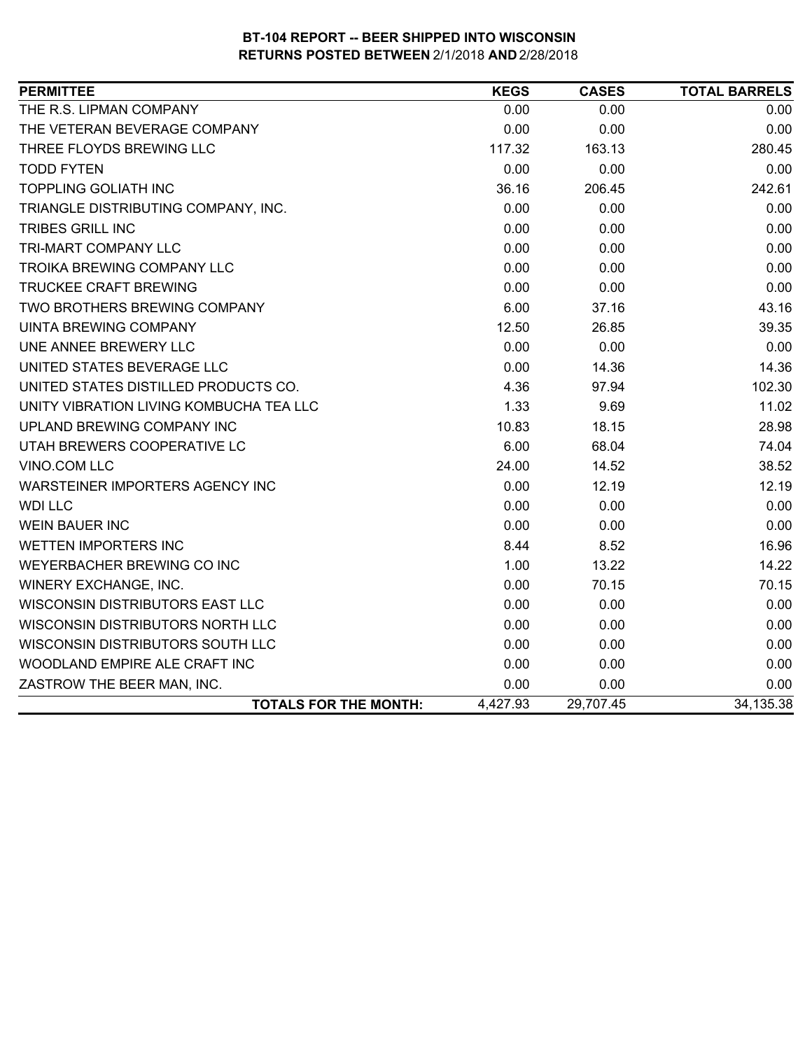**BT-104 REPORT -- BEER SHIPPED INTO WISCONSIN**
**RETURNS POSTED BETWEEN** 2/1/2018 **AND** 2/28/2018

| PERMITTEE | KEGS | CASES | TOTAL BARRELS |
|---|---|---|---|
| THE R.S. LIPMAN COMPANY | 0.00 | 0.00 | 0.00 |
| THE VETERAN BEVERAGE COMPANY | 0.00 | 0.00 | 0.00 |
| THREE FLOYDS BREWING LLC | 117.32 | 163.13 | 280.45 |
| TODD FYTEN | 0.00 | 0.00 | 0.00 |
| TOPPLING GOLIATH INC | 36.16 | 206.45 | 242.61 |
| TRIANGLE DISTRIBUTING COMPANY, INC. | 0.00 | 0.00 | 0.00 |
| TRIBES GRILL INC | 0.00 | 0.00 | 0.00 |
| TRI-MART COMPANY LLC | 0.00 | 0.00 | 0.00 |
| TROIKA BREWING COMPANY LLC | 0.00 | 0.00 | 0.00 |
| TRUCKEE CRAFT BREWING | 0.00 | 0.00 | 0.00 |
| TWO BROTHERS BREWING COMPANY | 6.00 | 37.16 | 43.16 |
| UINTA BREWING COMPANY | 12.50 | 26.85 | 39.35 |
| UNE ANNEE BREWERY LLC | 0.00 | 0.00 | 0.00 |
| UNITED STATES BEVERAGE LLC | 0.00 | 14.36 | 14.36 |
| UNITED STATES DISTILLED PRODUCTS CO. | 4.36 | 97.94 | 102.30 |
| UNITY VIBRATION LIVING KOMBUCHA TEA LLC | 1.33 | 9.69 | 11.02 |
| UPLAND BREWING COMPANY INC | 10.83 | 18.15 | 28.98 |
| UTAH BREWERS COOPERATIVE LC | 6.00 | 68.04 | 74.04 |
| VINO.COM LLC | 24.00 | 14.52 | 38.52 |
| WARSTEINER IMPORTERS AGENCY INC | 0.00 | 12.19 | 12.19 |
| WDI LLC | 0.00 | 0.00 | 0.00 |
| WEIN BAUER INC | 0.00 | 0.00 | 0.00 |
| WETTEN IMPORTERS INC | 8.44 | 8.52 | 16.96 |
| WEYERBACHER BREWING CO INC | 1.00 | 13.22 | 14.22 |
| WINERY EXCHANGE, INC. | 0.00 | 70.15 | 70.15 |
| WISCONSIN DISTRIBUTORS EAST LLC | 0.00 | 0.00 | 0.00 |
| WISCONSIN DISTRIBUTORS NORTH LLC | 0.00 | 0.00 | 0.00 |
| WISCONSIN DISTRIBUTORS SOUTH LLC | 0.00 | 0.00 | 0.00 |
| WOODLAND EMPIRE ALE CRAFT INC | 0.00 | 0.00 | 0.00 |
| ZASTROW THE BEER MAN, INC. | 0.00 | 0.00 | 0.00 |
| **TOTALS FOR THE MONTH:** | 4,427.93 | 29,707.45 | 34,135.38 |